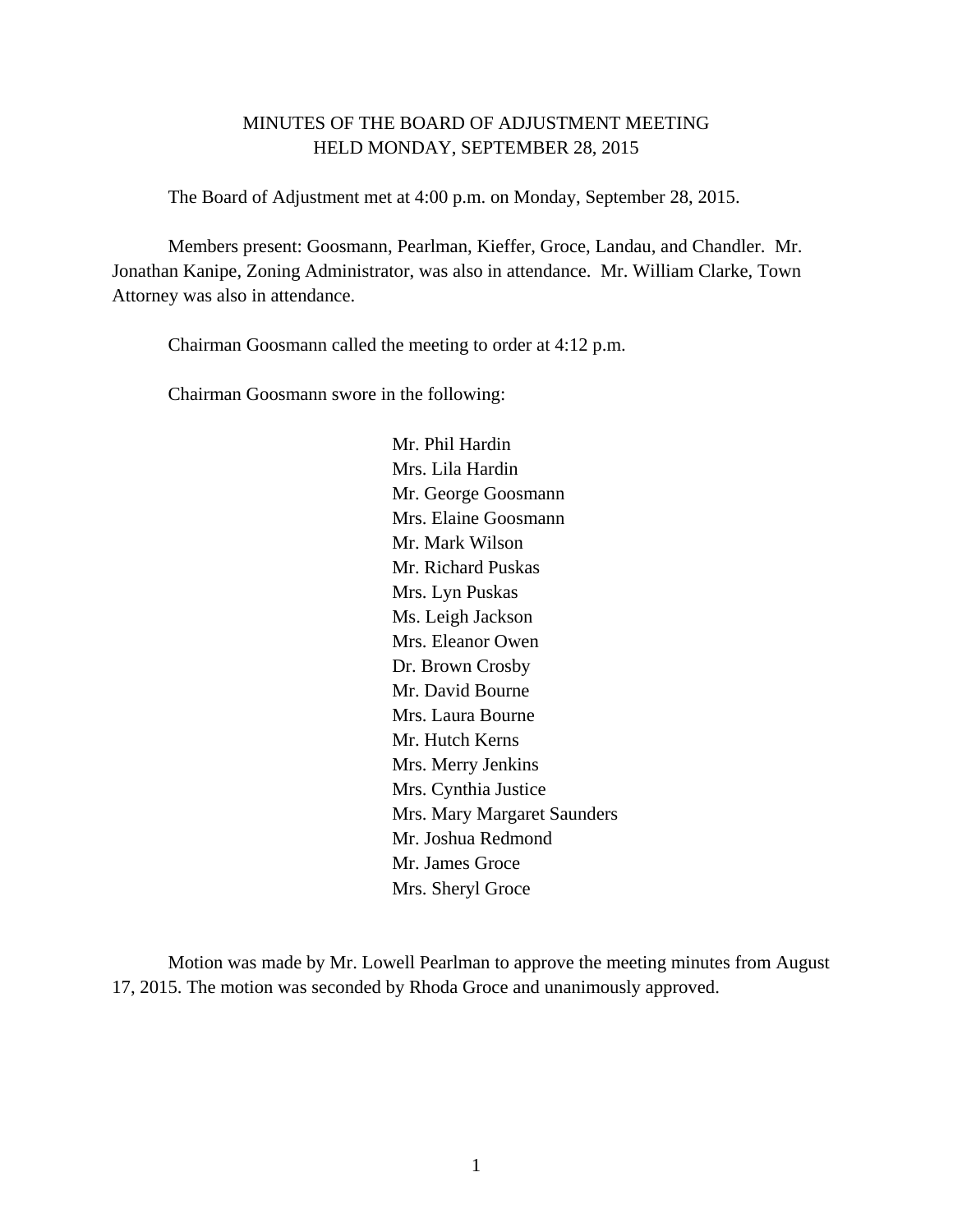# MINUTES OF THE BOARD OF ADJUSTMENT MEETING
## HELD MONDAY, SEPTEMBER 28, 2015

The Board of Adjustment met at 4:00 p.m. on Monday, September 28, 2015.

Members present: Goosmann, Pearlman, Kieffer, Groce, Landau, and Chandler. Mr. Jonathan Kanipe, Zoning Administrator, was also in attendance. Mr. William Clarke, Town Attorney was also in attendance.

Chairman Goosmann called the meeting to order at 4:12 p.m.

Chairman Goosmann swore in the following:

Mr. Phil Hardin
Mrs. Lila Hardin
Mr. George Goosmann
Mrs. Elaine Goosmann
Mr. Mark Wilson
Mr. Richard Puskas
Mrs. Lyn Puskas
Ms. Leigh Jackson
Mrs. Eleanor Owen
Dr. Brown Crosby
Mr. David Bourne
Mrs. Laura Bourne
Mr. Hutch Kerns
Mrs. Merry Jenkins
Mrs. Cynthia Justice
Mrs. Mary Margaret Saunders
Mr. Joshua Redmond
Mr. James Groce
Mrs. Sheryl Groce

Motion was made by Mr. Lowell Pearlman to approve the meeting minutes from August 17, 2015. The motion was seconded by Rhoda Groce and unanimously approved.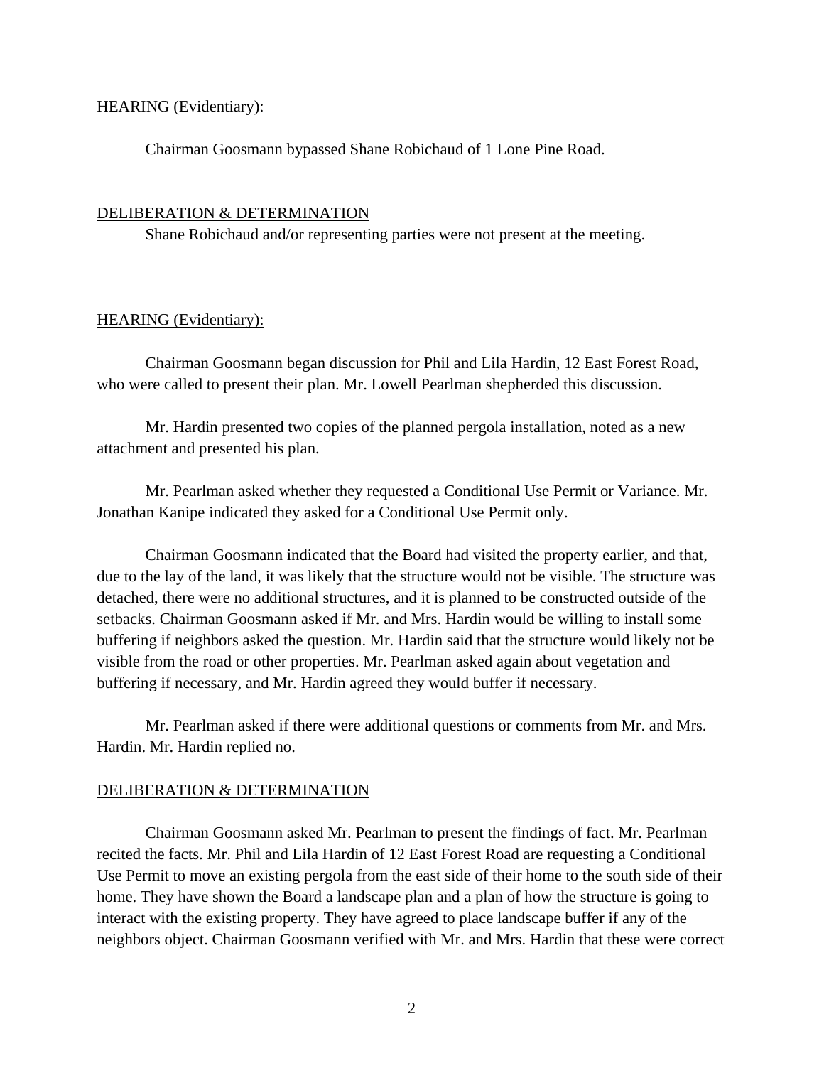HEARING (Evidentiary):

Chairman Goosmann bypassed Shane Robichaud of 1 Lone Pine Road.

DELIBERATION & DETERMINATION

Shane Robichaud and/or representing parties were not present at the meeting.

HEARING (Evidentiary):

Chairman Goosmann began discussion for Phil and Lila Hardin, 12 East Forest Road, who were called to present their plan. Mr. Lowell Pearlman shepherded this discussion.

Mr. Hardin presented two copies of the planned pergola installation, noted as a new attachment and presented his plan.

Mr. Pearlman asked whether they requested a Conditional Use Permit or Variance. Mr. Jonathan Kanipe indicated they asked for a Conditional Use Permit only.

Chairman Goosmann indicated that the Board had visited the property earlier, and that, due to the lay of the land, it was likely that the structure would not be visible. The structure was detached, there were no additional structures, and it is planned to be constructed outside of the setbacks. Chairman Goosmann asked if Mr. and Mrs. Hardin would be willing to install some buffering if neighbors asked the question. Mr. Hardin said that the structure would likely not be visible from the road or other properties. Mr. Pearlman asked again about vegetation and buffering if necessary, and Mr. Hardin agreed they would buffer if necessary.

Mr. Pearlman asked if there were additional questions or comments from Mr. and Mrs. Hardin. Mr. Hardin replied no.

DELIBERATION & DETERMINATION

Chairman Goosmann asked Mr. Pearlman to present the findings of fact. Mr. Pearlman recited the facts. Mr. Phil and Lila Hardin of 12 East Forest Road are requesting a Conditional Use Permit to move an existing pergola from the east side of their home to the south side of their home. They have shown the Board a landscape plan and a plan of how the structure is going to interact with the existing property. They have agreed to place landscape buffer if any of the neighbors object. Chairman Goosmann verified with Mr. and Mrs. Hardin that these were correct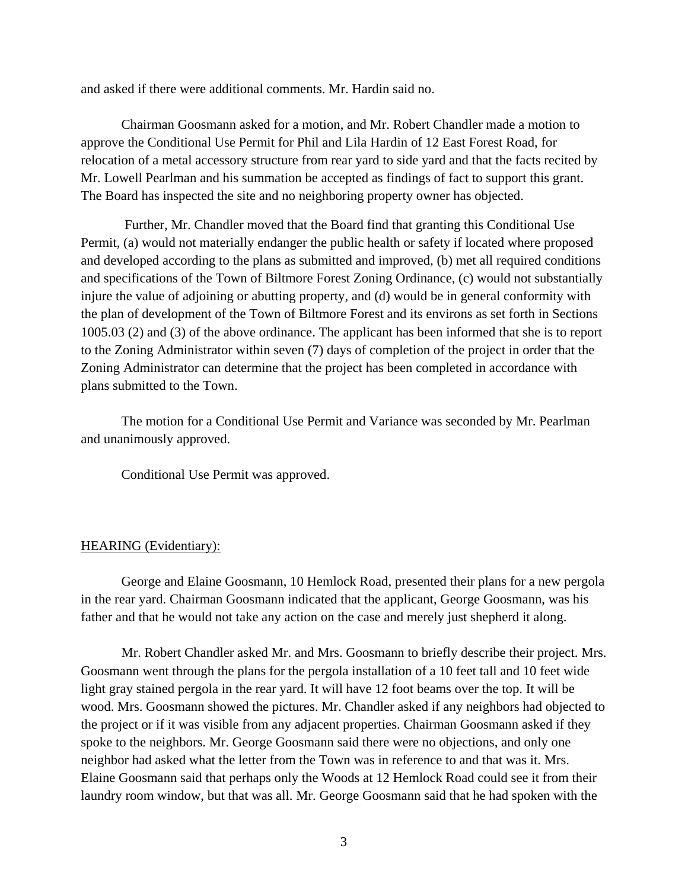and asked if there were additional comments. Mr. Hardin said no.

Chairman Goosmann asked for a motion, and Mr. Robert Chandler made a motion to approve the Conditional Use Permit for Phil and Lila Hardin of 12 East Forest Road, for relocation of a metal accessory structure from rear yard to side yard and that the facts recited by Mr. Lowell Pearlman and his summation be accepted as findings of fact to support this grant. The Board has inspected the site and no neighboring property owner has objected.

Further, Mr. Chandler moved that the Board find that granting this Conditional Use Permit, (a) would not materially endanger the public health or safety if located where proposed and developed according to the plans as submitted and improved, (b) met all required conditions and specifications of the Town of Biltmore Forest Zoning Ordinance, (c) would not substantially injure the value of adjoining or abutting property, and (d) would be in general conformity with the plan of development of the Town of Biltmore Forest and its environs as set forth in Sections 1005.03 (2) and (3) of the above ordinance. The applicant has been informed that she is to report to the Zoning Administrator within seven (7) days of completion of the project in order that the Zoning Administrator can determine that the project has been completed in accordance with plans submitted to the Town.

The motion for a Conditional Use Permit and Variance was seconded by Mr. Pearlman and unanimously approved.

Conditional Use Permit was approved.

<u>HEARING (Evidentiary):</u>

George and Elaine Goosmann, 10 Hemlock Road, presented their plans for a new pergola in the rear yard. Chairman Goosmann indicated that the applicant, George Goosmann, was his father and that he would not take any action on the case and merely just shepherd it along.

Mr. Robert Chandler asked Mr. and Mrs. Goosmann to briefly describe their project. Mrs. Goosmann went through the plans for the pergola installation of a 10 feet tall and 10 feet wide light gray stained pergola in the rear yard. It will have 12 foot beams over the top. It will be wood. Mrs. Goosmann showed the pictures. Mr. Chandler asked if any neighbors had objected to the project or if it was visible from any adjacent properties. Chairman Goosmann asked if they spoke to the neighbors. Mr. George Goosmann said there were no objections, and only one neighbor had asked what the letter from the Town was in reference to and that was it. Mrs. Elaine Goosmann said that perhaps only the Woods at 12 Hemlock Road could see it from their laundry room window, but that was all. Mr. George Goosmann said that he had spoken with the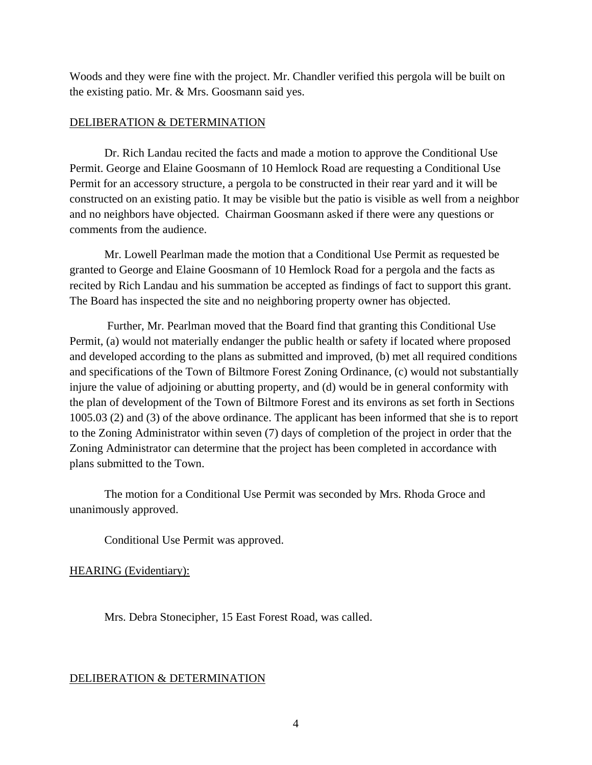Woods and they were fine with the project. Mr. Chandler verified this pergola will be built on the existing patio. Mr. & Mrs. Goosmann said yes.

DELIBERATION & DETERMINATION

Dr. Rich Landau recited the facts and made a motion to approve the Conditional Use Permit. George and Elaine Goosmann of 10 Hemlock Road are requesting a Conditional Use Permit for an accessory structure, a pergola to be constructed in their rear yard and it will be constructed on an existing patio. It may be visible but the patio is visible as well from a neighbor and no neighbors have objected. Chairman Goosmann asked if there were any questions or comments from the audience.

Mr. Lowell Pearlman made the motion that a Conditional Use Permit as requested be granted to George and Elaine Goosmann of 10 Hemlock Road for a pergola and the facts as recited by Rich Landau and his summation be accepted as findings of fact to support this grant. The Board has inspected the site and no neighboring property owner has objected.

Further, Mr. Pearlman moved that the Board find that granting this Conditional Use Permit, (a) would not materially endanger the public health or safety if located where proposed and developed according to the plans as submitted and improved, (b) met all required conditions and specifications of the Town of Biltmore Forest Zoning Ordinance, (c) would not substantially injure the value of adjoining or abutting property, and (d) would be in general conformity with the plan of development of the Town of Biltmore Forest and its environs as set forth in Sections 1005.03 (2) and (3) of the above ordinance. The applicant has been informed that she is to report to the Zoning Administrator within seven (7) days of completion of the project in order that the Zoning Administrator can determine that the project has been completed in accordance with plans submitted to the Town.

The motion for a Conditional Use Permit was seconded by Mrs. Rhoda Groce and unanimously approved.

Conditional Use Permit was approved.

HEARING (Evidentiary):

Mrs. Debra Stonecipher, 15 East Forest Road, was called.

DELIBERATION & DETERMINATION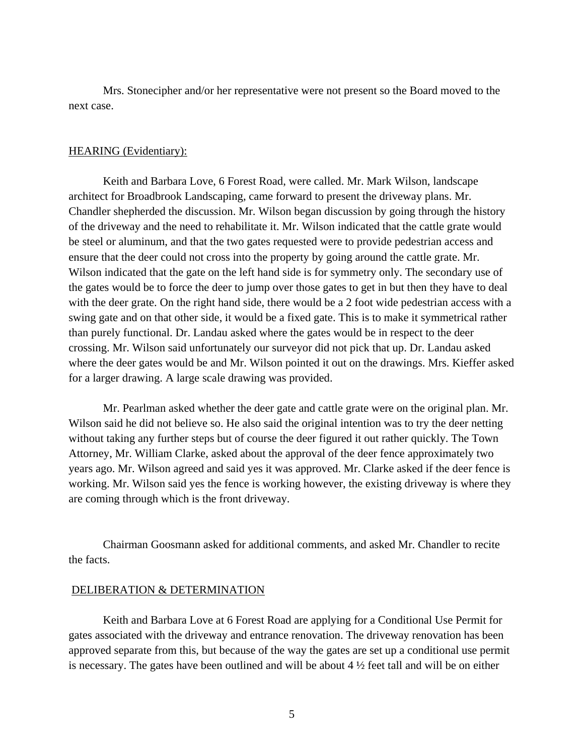Mrs. Stonecipher and/or her representative were not present so the Board moved to the next case.

HEARING (Evidentiary):

Keith and Barbara Love, 6 Forest Road, were called. Mr. Mark Wilson, landscape architect for Broadbrook Landscaping, came forward to present the driveway plans. Mr. Chandler shepherded the discussion. Mr. Wilson began discussion by going through the history of the driveway and the need to rehabilitate it. Mr. Wilson indicated that the cattle grate would be steel or aluminum, and that the two gates requested were to provide pedestrian access and ensure that the deer could not cross into the property by going around the cattle grate. Mr. Wilson indicated that the gate on the left hand side is for symmetry only. The secondary use of the gates would be to force the deer to jump over those gates to get in but then they have to deal with the deer grate. On the right hand side, there would be a 2 foot wide pedestrian access with a swing gate and on that other side, it would be a fixed gate. This is to make it symmetrical rather than purely functional. Dr. Landau asked where the gates would be in respect to the deer crossing. Mr. Wilson said unfortunately our surveyor did not pick that up. Dr. Landau asked where the deer gates would be and Mr. Wilson pointed it out on the drawings. Mrs. Kieffer asked for a larger drawing. A large scale drawing was provided.

Mr. Pearlman asked whether the deer gate and cattle grate were on the original plan. Mr. Wilson said he did not believe so. He also said the original intention was to try the deer netting without taking any further steps but of course the deer figured it out rather quickly. The Town Attorney, Mr. William Clarke, asked about the approval of the deer fence approximately two years ago. Mr. Wilson agreed and said yes it was approved. Mr. Clarke asked if the deer fence is working. Mr. Wilson said yes the fence is working however, the existing driveway is where they are coming through which is the front driveway.

Chairman Goosmann asked for additional comments, and asked Mr. Chandler to recite the facts.

DELIBERATION & DETERMINATION

Keith and Barbara Love at 6 Forest Road are applying for a Conditional Use Permit for gates associated with the driveway and entrance renovation. The driveway renovation has been approved separate from this, but because of the way the gates are set up a conditional use permit is necessary. The gates have been outlined and will be about 4 ½ feet tall and will be on either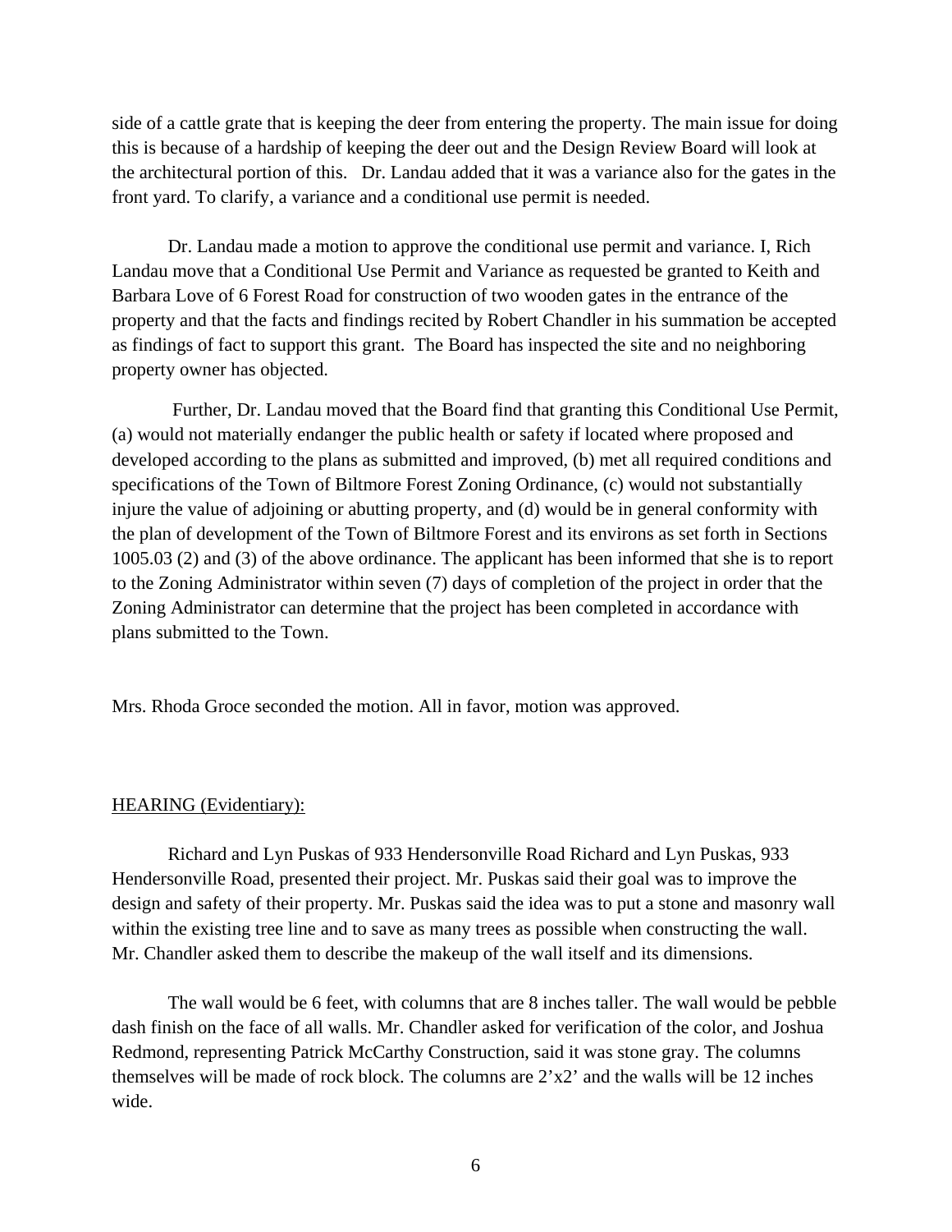side of a cattle grate that is keeping the deer from entering the property. The main issue for doing this is because of a hardship of keeping the deer out and the Design Review Board will look at the architectural portion of this. Dr. Landau added that it was a variance also for the gates in the front yard. To clarify, a variance and a conditional use permit is needed.

Dr. Landau made a motion to approve the conditional use permit and variance. I, Rich Landau move that a Conditional Use Permit and Variance as requested be granted to Keith and Barbara Love of 6 Forest Road for construction of two wooden gates in the entrance of the property and that the facts and findings recited by Robert Chandler in his summation be accepted as findings of fact to support this grant. The Board has inspected the site and no neighboring property owner has objected.

Further, Dr. Landau moved that the Board find that granting this Conditional Use Permit, (a) would not materially endanger the public health or safety if located where proposed and developed according to the plans as submitted and improved, (b) met all required conditions and specifications of the Town of Biltmore Forest Zoning Ordinance, (c) would not substantially injure the value of adjoining or abutting property, and (d) would be in general conformity with the plan of development of the Town of Biltmore Forest and its environs as set forth in Sections 1005.03 (2) and (3) of the above ordinance. The applicant has been informed that she is to report to the Zoning Administrator within seven (7) days of completion of the project in order that the Zoning Administrator can determine that the project has been completed in accordance with plans submitted to the Town.

Mrs. Rhoda Groce seconded the motion. All in favor, motion was approved.

<u>HEARING (Evidentiary):</u>

Richard and Lyn Puskas of 933 Hendersonville Road Richard and Lyn Puskas, 933 Hendersonville Road, presented their project. Mr. Puskas said their goal was to improve the design and safety of their property. Mr. Puskas said the idea was to put a stone and masonry wall within the existing tree line and to save as many trees as possible when constructing the wall. Mr. Chandler asked them to describe the makeup of the wall itself and its dimensions.

The wall would be 6 feet, with columns that are 8 inches taller. The wall would be pebble dash finish on the face of all walls. Mr. Chandler asked for verification of the color, and Joshua Redmond, representing Patrick McCarthy Construction, said it was stone gray. The columns themselves will be made of rock block. The columns are 2'x2' and the walls will be 12 inches wide.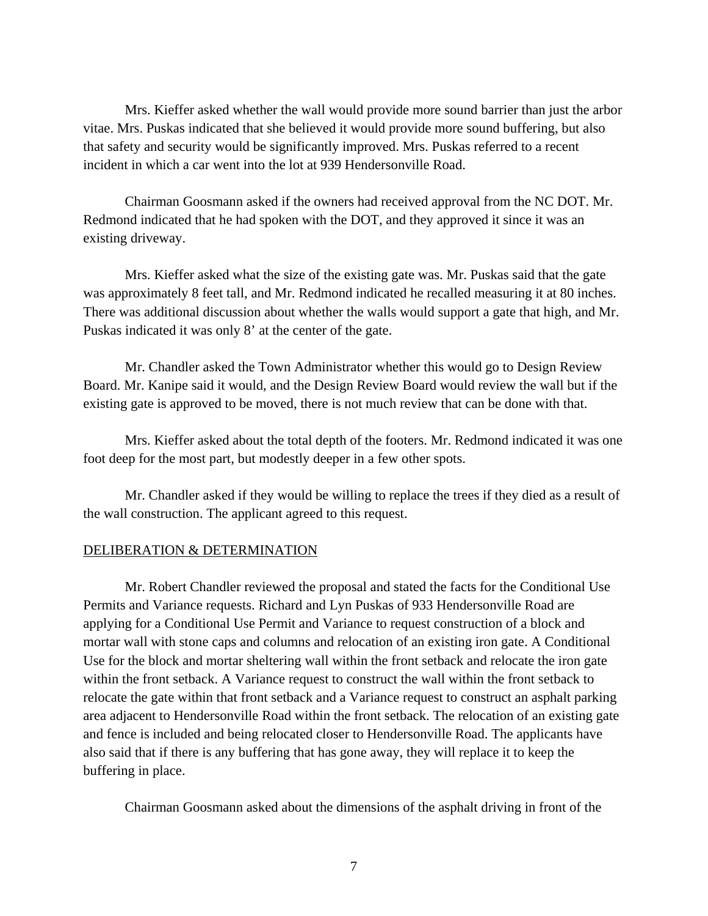Mrs. Kieffer asked whether the wall would provide more sound barrier than just the arbor vitae. Mrs. Puskas indicated that she believed it would provide more sound buffering, but also that safety and security would be significantly improved. Mrs. Puskas referred to a recent incident in which a car went into the lot at 939 Hendersonville Road.

Chairman Goosmann asked if the owners had received approval from the NC DOT. Mr. Redmond indicated that he had spoken with the DOT, and they approved it since it was an existing driveway.

Mrs. Kieffer asked what the size of the existing gate was. Mr. Puskas said that the gate was approximately 8 feet tall, and Mr. Redmond indicated he recalled measuring it at 80 inches. There was additional discussion about whether the walls would support a gate that high, and Mr. Puskas indicated it was only 8' at the center of the gate.

Mr. Chandler asked the Town Administrator whether this would go to Design Review Board. Mr. Kanipe said it would, and the Design Review Board would review the wall but if the existing gate is approved to be moved, there is not much review that can be done with that.

Mrs. Kieffer asked about the total depth of the footers. Mr. Redmond indicated it was one foot deep for the most part, but modestly deeper in a few other spots.

Mr. Chandler asked if they would be willing to replace the trees if they died as a result of the wall construction. The applicant agreed to this request.

DELIBERATION & DETERMINATION

Mr. Robert Chandler reviewed the proposal and stated the facts for the Conditional Use Permits and Variance requests. Richard and Lyn Puskas of 933 Hendersonville Road are applying for a Conditional Use Permit and Variance to request construction of a block and mortar wall with stone caps and columns and relocation of an existing iron gate. A Conditional Use for the block and mortar sheltering wall within the front setback and relocate the iron gate within the front setback. A Variance request to construct the wall within the front setback to relocate the gate within that front setback and a Variance request to construct an asphalt parking area adjacent to Hendersonville Road within the front setback. The relocation of an existing gate and fence is included and being relocated closer to Hendersonville Road. The applicants have also said that if there is any buffering that has gone away, they will replace it to keep the buffering in place.

Chairman Goosmann asked about the dimensions of the asphalt driving in front of the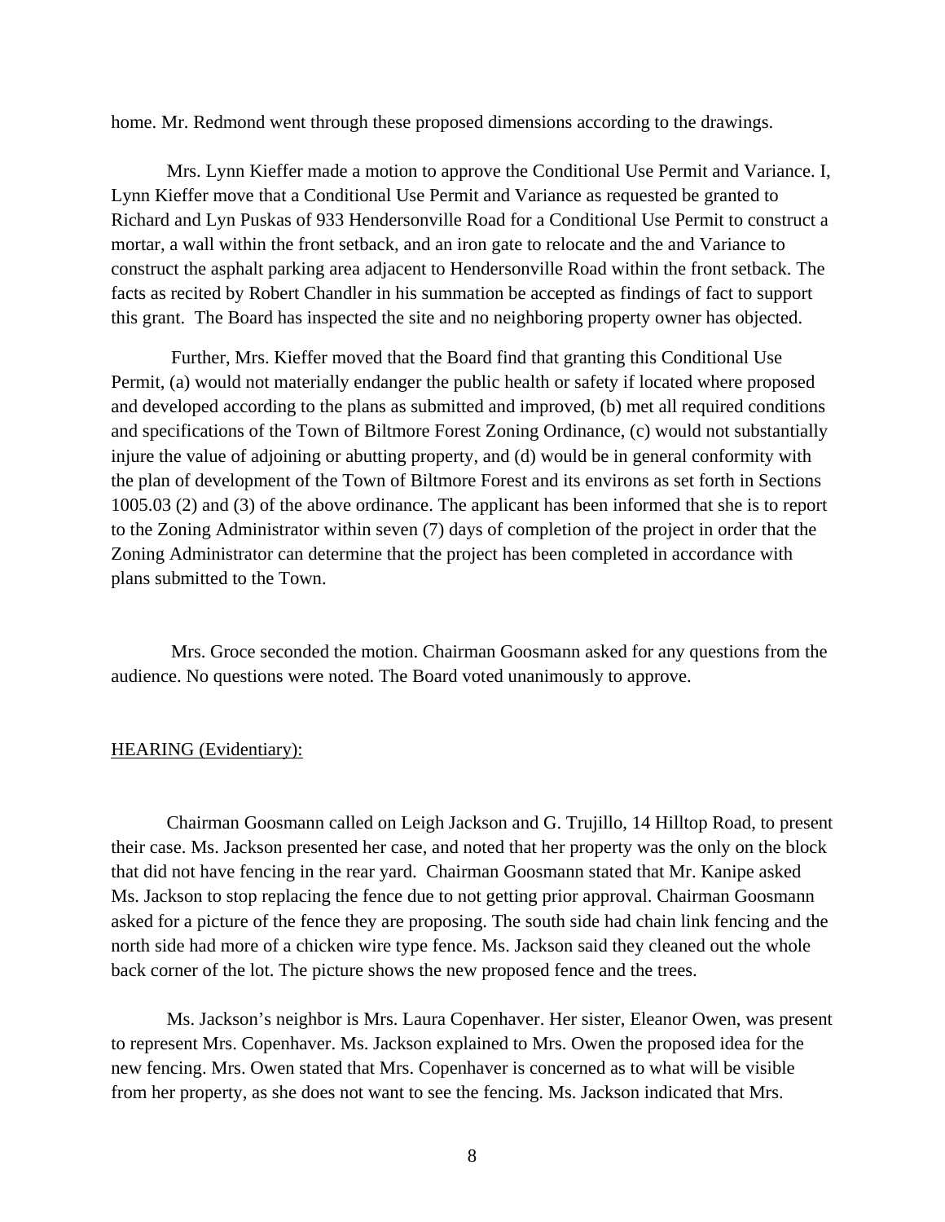home. Mr. Redmond went through these proposed dimensions according to the drawings.

Mrs. Lynn Kieffer made a motion to approve the Conditional Use Permit and Variance. I, Lynn Kieffer move that a Conditional Use Permit and Variance as requested be granted to Richard and Lyn Puskas of 933 Hendersonville Road for a Conditional Use Permit to construct a mortar, a wall within the front setback, and an iron gate to relocate and the and Variance to construct the asphalt parking area adjacent to Hendersonville Road within the front setback. The facts as recited by Robert Chandler in his summation be accepted as findings of fact to support this grant. The Board has inspected the site and no neighboring property owner has objected.

Further, Mrs. Kieffer moved that the Board find that granting this Conditional Use Permit, (a) would not materially endanger the public health or safety if located where proposed and developed according to the plans as submitted and improved, (b) met all required conditions and specifications of the Town of Biltmore Forest Zoning Ordinance, (c) would not substantially injure the value of adjoining or abutting property, and (d) would be in general conformity with the plan of development of the Town of Biltmore Forest and its environs as set forth in Sections 1005.03 (2) and (3) of the above ordinance. The applicant has been informed that she is to report to the Zoning Administrator within seven (7) days of completion of the project in order that the Zoning Administrator can determine that the project has been completed in accordance with plans submitted to the Town.

Mrs. Groce seconded the motion. Chairman Goosmann asked for any questions from the audience. No questions were noted. The Board voted unanimously to approve.

<u>HEARING (Evidentiary):</u>

Chairman Goosmann called on Leigh Jackson and G. Trujillo, 14 Hilltop Road, to present their case. Ms. Jackson presented her case, and noted that her property was the only on the block that did not have fencing in the rear yard. Chairman Goosmann stated that Mr. Kanipe asked Ms. Jackson to stop replacing the fence due to not getting prior approval. Chairman Goosmann asked for a picture of the fence they are proposing. The south side had chain link fencing and the north side had more of a chicken wire type fence. Ms. Jackson said they cleaned out the whole back corner of the lot. The picture shows the new proposed fence and the trees.

Ms. Jackson's neighbor is Mrs. Laura Copenhaver. Her sister, Eleanor Owen, was present to represent Mrs. Copenhaver. Ms. Jackson explained to Mrs. Owen the proposed idea for the new fencing. Mrs. Owen stated that Mrs. Copenhaver is concerned as to what will be visible from her property, as she does not want to see the fencing. Ms. Jackson indicated that Mrs.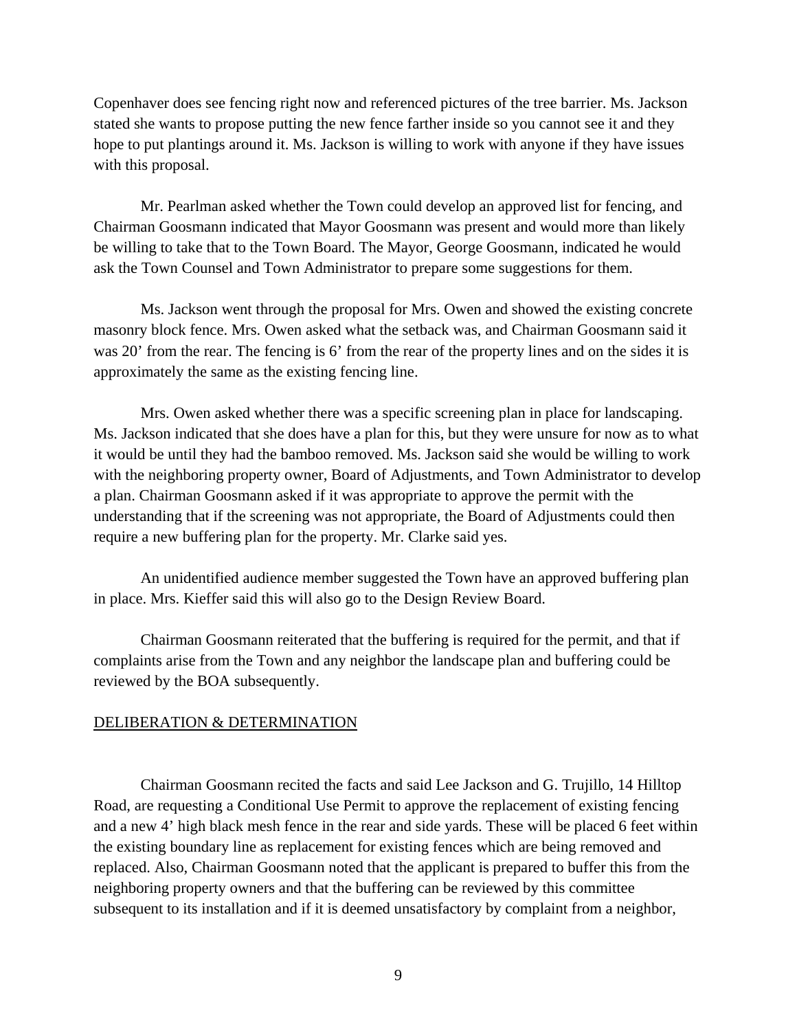Copenhaver does see fencing right now and referenced pictures of the tree barrier. Ms. Jackson stated she wants to propose putting the new fence farther inside so you cannot see it and they hope to put plantings around it. Ms. Jackson is willing to work with anyone if they have issues with this proposal.

Mr. Pearlman asked whether the Town could develop an approved list for fencing, and Chairman Goosmann indicated that Mayor Goosmann was present and would more than likely be willing to take that to the Town Board. The Mayor, George Goosmann, indicated he would ask the Town Counsel and Town Administrator to prepare some suggestions for them.

Ms. Jackson went through the proposal for Mrs. Owen and showed the existing concrete masonry block fence. Mrs. Owen asked what the setback was, and Chairman Goosmann said it was 20' from the rear. The fencing is 6' from the rear of the property lines and on the sides it is approximately the same as the existing fencing line.

Mrs. Owen asked whether there was a specific screening plan in place for landscaping. Ms. Jackson indicated that she does have a plan for this, but they were unsure for now as to what it would be until they had the bamboo removed. Ms. Jackson said she would be willing to work with the neighboring property owner, Board of Adjustments, and Town Administrator to develop a plan. Chairman Goosmann asked if it was appropriate to approve the permit with the understanding that if the screening was not appropriate, the Board of Adjustments could then require a new buffering plan for the property. Mr. Clarke said yes.

An unidentified audience member suggested the Town have an approved buffering plan in place. Mrs. Kieffer said this will also go to the Design Review Board.

Chairman Goosmann reiterated that the buffering is required for the permit, and that if complaints arise from the Town and any neighbor the landscape plan and buffering could be reviewed by the BOA subsequently.

DELIBERATION & DETERMINATION

Chairman Goosmann recited the facts and said Lee Jackson and G. Trujillo, 14 Hilltop Road, are requesting a Conditional Use Permit to approve the replacement of existing fencing and a new 4' high black mesh fence in the rear and side yards. These will be placed 6 feet within the existing boundary line as replacement for existing fences which are being removed and replaced. Also, Chairman Goosmann noted that the applicant is prepared to buffer this from the neighboring property owners and that the buffering can be reviewed by this committee subsequent to its installation and if it is deemed unsatisfactory by complaint from a neighbor,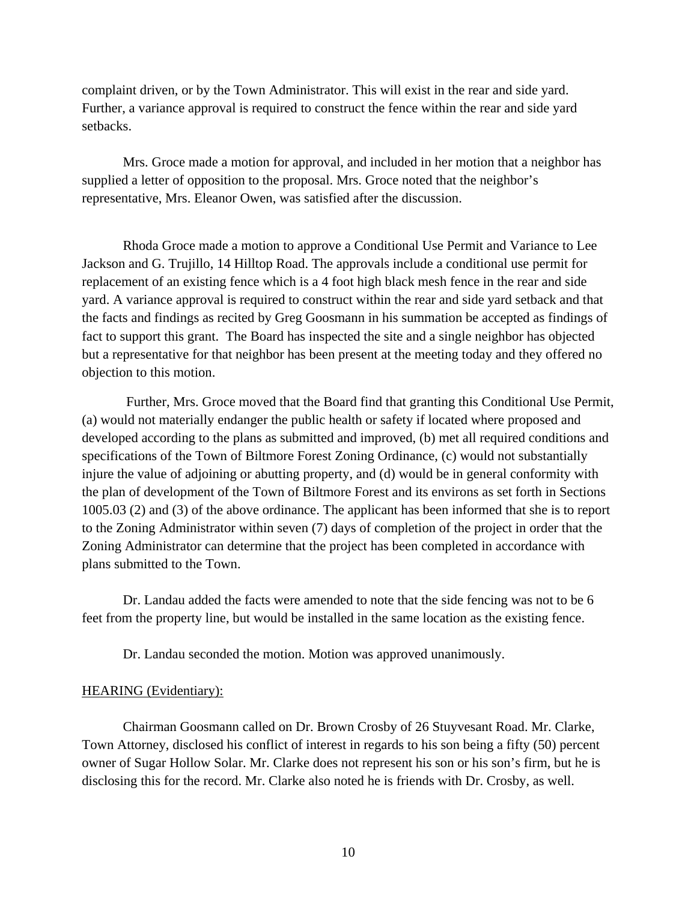complaint driven, or by the Town Administrator. This will exist in the rear and side yard. Further, a variance approval is required to construct the fence within the rear and side yard setbacks.

Mrs. Groce made a motion for approval, and included in her motion that a neighbor has supplied a letter of opposition to the proposal. Mrs. Groce noted that the neighbor's representative, Mrs. Eleanor Owen, was satisfied after the discussion.

Rhoda Groce made a motion to approve a Conditional Use Permit and Variance to Lee Jackson and G. Trujillo, 14 Hilltop Road. The approvals include a conditional use permit for replacement of an existing fence which is a 4 foot high black mesh fence in the rear and side yard. A variance approval is required to construct within the rear and side yard setback and that the facts and findings as recited by Greg Goosmann in his summation be accepted as findings of fact to support this grant. The Board has inspected the site and a single neighbor has objected but a representative for that neighbor has been present at the meeting today and they offered no objection to this motion.

Further, Mrs. Groce moved that the Board find that granting this Conditional Use Permit, (a) would not materially endanger the public health or safety if located where proposed and developed according to the plans as submitted and improved, (b) met all required conditions and specifications of the Town of Biltmore Forest Zoning Ordinance, (c) would not substantially injure the value of adjoining or abutting property, and (d) would be in general conformity with the plan of development of the Town of Biltmore Forest and its environs as set forth in Sections 1005.03 (2) and (3) of the above ordinance. The applicant has been informed that she is to report to the Zoning Administrator within seven (7) days of completion of the project in order that the Zoning Administrator can determine that the project has been completed in accordance with plans submitted to the Town.

Dr. Landau added the facts were amended to note that the side fencing was not to be 6 feet from the property line, but would be installed in the same location as the existing fence.

Dr. Landau seconded the motion. Motion was approved unanimously.

HEARING (Evidentiary):

Chairman Goosmann called on Dr. Brown Crosby of 26 Stuyvesant Road. Mr. Clarke, Town Attorney, disclosed his conflict of interest in regards to his son being a fifty (50) percent owner of Sugar Hollow Solar. Mr. Clarke does not represent his son or his son's firm, but he is disclosing this for the record. Mr. Clarke also noted he is friends with Dr. Crosby, as well.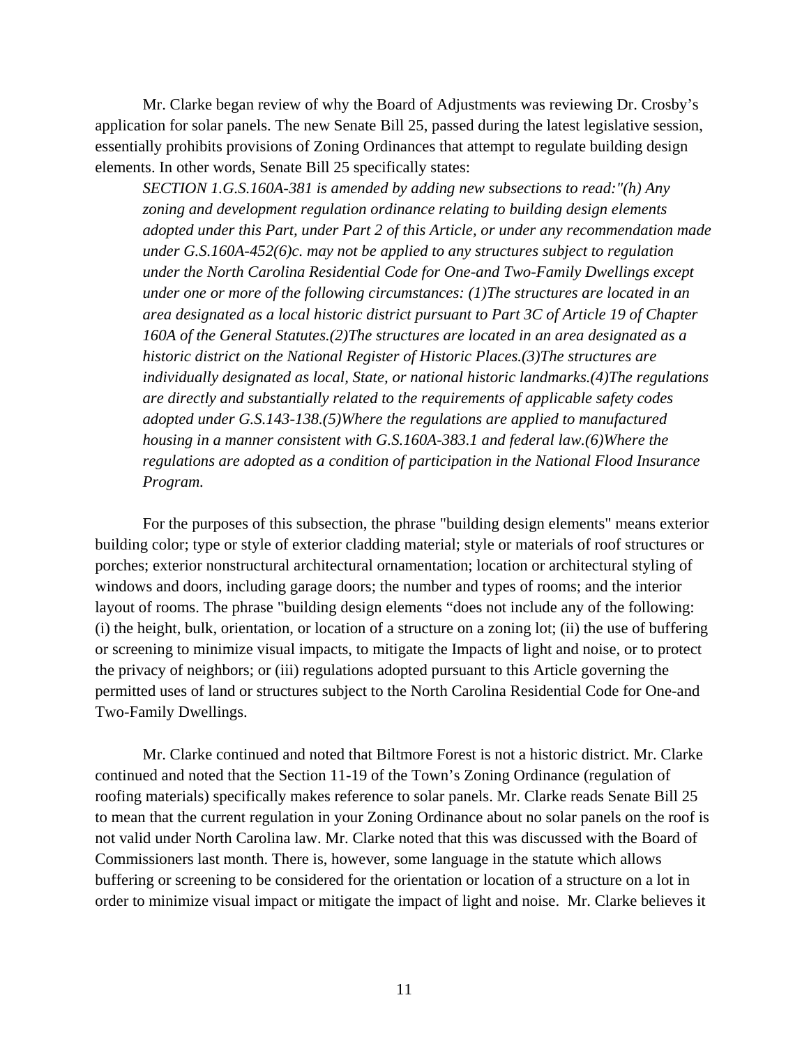Mr. Clarke began review of why the Board of Adjustments was reviewing Dr. Crosby's application for solar panels. The new Senate Bill 25, passed during the latest legislative session, essentially prohibits provisions of Zoning Ordinances that attempt to regulate building design elements. In other words, Senate Bill 25 specifically states:

> *SECTION 1.G.S.160A-381 is amended by adding new subsections to read:"(h) Any zoning and development regulation ordinance relating to building design elements adopted under this Part, under Part 2 of this Article, or under any recommendation made under G.S.160A-452(6)c. may not be applied to any structures subject to regulation under the North Carolina Residential Code for One-and Two-Family Dwellings except under one or more of the following circumstances: (1)The structures are located in an area designated as a local historic district pursuant to Part 3C of Article 19 of Chapter 160A of the General Statutes.(2)The structures are located in an area designated as a historic district on the National Register of Historic Places.(3)The structures are individually designated as local, State, or national historic landmarks.(4)The regulations are directly and substantially related to the requirements of applicable safety codes adopted under G.S.143-138.(5)Where the regulations are applied to manufactured housing in a manner consistent with G.S.160A-383.1 and federal law.(6)Where the regulations are adopted as a condition of participation in the National Flood Insurance Program.*

For the purposes of this subsection, the phrase "building design elements" means exterior building color; type or style of exterior cladding material; style or materials of roof structures or porches; exterior nonstructural architectural ornamentation; location or architectural styling of windows and doors, including garage doors; the number and types of rooms; and the interior layout of rooms. The phrase "building design elements "does not include any of the following: (i) the height, bulk, orientation, or location of a structure on a zoning lot; (ii) the use of buffering or screening to minimize visual impacts, to mitigate the Impacts of light and noise, or to protect the privacy of neighbors; or (iii) regulations adopted pursuant to this Article governing the permitted uses of land or structures subject to the North Carolina Residential Code for One-and Two-Family Dwellings.

Mr. Clarke continued and noted that Biltmore Forest is not a historic district. Mr. Clarke continued and noted that the Section 11-19 of the Town's Zoning Ordinance (regulation of roofing materials) specifically makes reference to solar panels. Mr. Clarke reads Senate Bill 25 to mean that the current regulation in your Zoning Ordinance about no solar panels on the roof is not valid under North Carolina law. Mr. Clarke noted that this was discussed with the Board of Commissioners last month. There is, however, some language in the statute which allows buffering or screening to be considered for the orientation or location of a structure on a lot in order to minimize visual impact or mitigate the impact of light and noise. Mr. Clarke believes it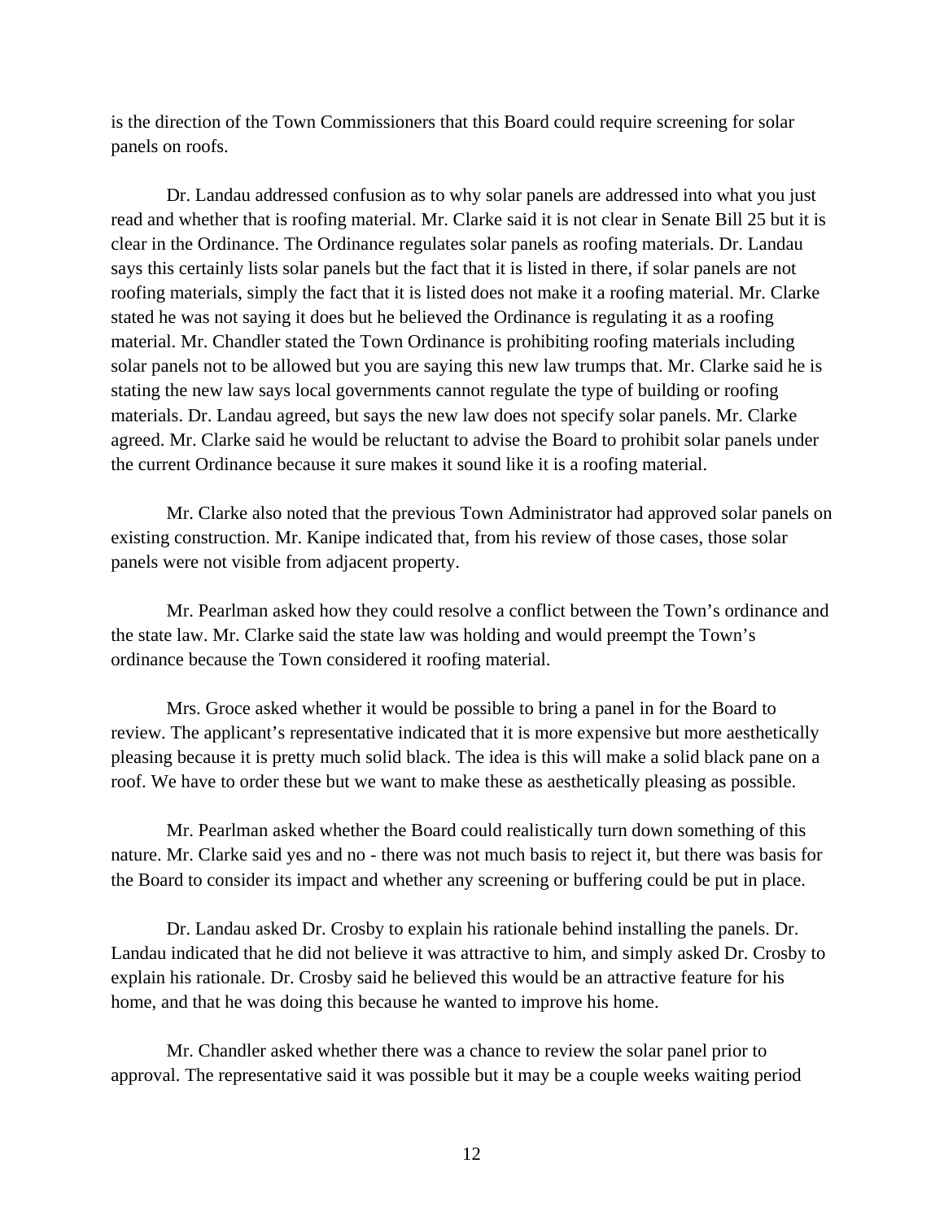is the direction of the Town Commissioners that this Board could require screening for solar panels on roofs.

Dr. Landau addressed confusion as to why solar panels are addressed into what you just read and whether that is roofing material. Mr. Clarke said it is not clear in Senate Bill 25 but it is clear in the Ordinance. The Ordinance regulates solar panels as roofing materials. Dr. Landau says this certainly lists solar panels but the fact that it is listed in there, if solar panels are not roofing materials, simply the fact that it is listed does not make it a roofing material. Mr. Clarke stated he was not saying it does but he believed the Ordinance is regulating it as a roofing material. Mr. Chandler stated the Town Ordinance is prohibiting roofing materials including solar panels not to be allowed but you are saying this new law trumps that. Mr. Clarke said he is stating the new law says local governments cannot regulate the type of building or roofing materials. Dr. Landau agreed, but says the new law does not specify solar panels. Mr. Clarke agreed. Mr. Clarke said he would be reluctant to advise the Board to prohibit solar panels under the current Ordinance because it sure makes it sound like it is a roofing material.

Mr. Clarke also noted that the previous Town Administrator had approved solar panels on existing construction. Mr. Kanipe indicated that, from his review of those cases, those solar panels were not visible from adjacent property.

Mr. Pearlman asked how they could resolve a conflict between the Town's ordinance and the state law. Mr. Clarke said the state law was holding and would preempt the Town's ordinance because the Town considered it roofing material.

Mrs. Groce asked whether it would be possible to bring a panel in for the Board to review. The applicant's representative indicated that it is more expensive but more aesthetically pleasing because it is pretty much solid black. The idea is this will make a solid black pane on a roof. We have to order these but we want to make these as aesthetically pleasing as possible.

Mr. Pearlman asked whether the Board could realistically turn down something of this nature. Mr. Clarke said yes and no - there was not much basis to reject it, but there was basis for the Board to consider its impact and whether any screening or buffering could be put in place.

Dr. Landau asked Dr. Crosby to explain his rationale behind installing the panels. Dr. Landau indicated that he did not believe it was attractive to him, and simply asked Dr. Crosby to explain his rationale. Dr. Crosby said he believed this would be an attractive feature for his home, and that he was doing this because he wanted to improve his home.

Mr. Chandler asked whether there was a chance to review the solar panel prior to approval. The representative said it was possible but it may be a couple weeks waiting period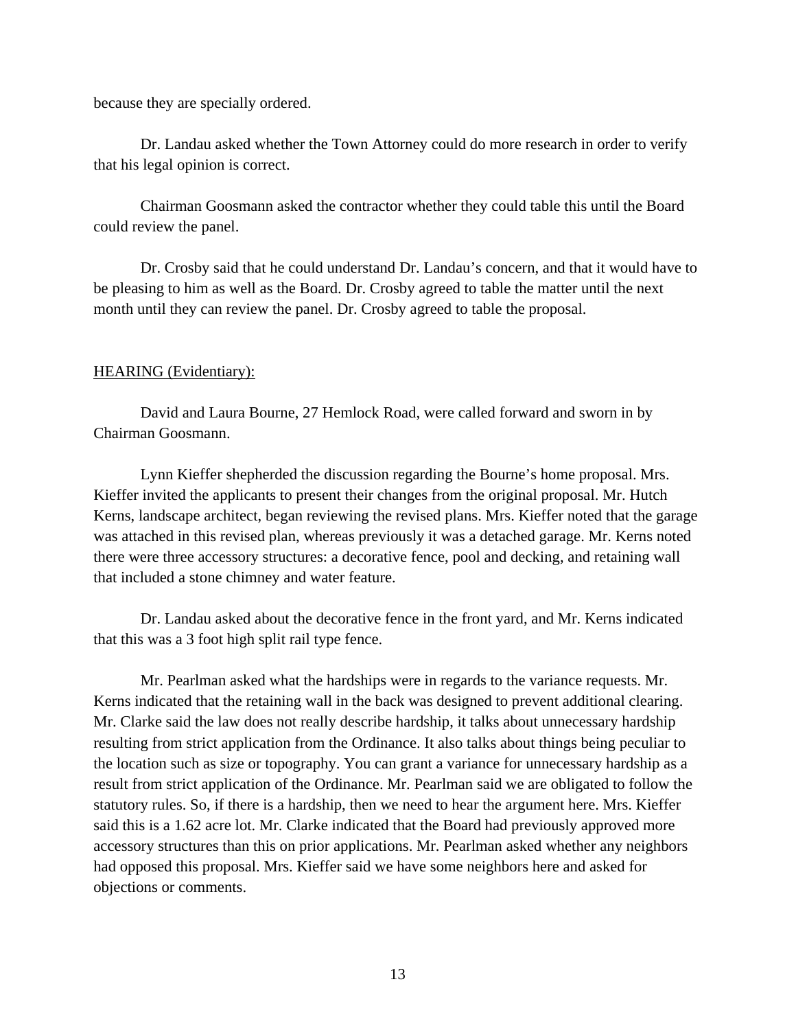because they are specially ordered.

Dr. Landau asked whether the Town Attorney could do more research in order to verify that his legal opinion is correct.

Chairman Goosmann asked the contractor whether they could table this until the Board could review the panel.

Dr. Crosby said that he could understand Dr. Landau's concern, and that it would have to be pleasing to him as well as the Board. Dr. Crosby agreed to table the matter until the next month until they can review the panel. Dr. Crosby agreed to table the proposal.

<u>HEARING (Evidentiary):</u>

David and Laura Bourne, 27 Hemlock Road, were called forward and sworn in by Chairman Goosmann.

Lynn Kieffer shepherded the discussion regarding the Bourne's home proposal. Mrs. Kieffer invited the applicants to present their changes from the original proposal. Mr. Hutch Kerns, landscape architect, began reviewing the revised plans. Mrs. Kieffer noted that the garage was attached in this revised plan, whereas previously it was a detached garage. Mr. Kerns noted there were three accessory structures: a decorative fence, pool and decking, and retaining wall that included a stone chimney and water feature.

Dr. Landau asked about the decorative fence in the front yard, and Mr. Kerns indicated that this was a 3 foot high split rail type fence.

Mr. Pearlman asked what the hardships were in regards to the variance requests. Mr. Kerns indicated that the retaining wall in the back was designed to prevent additional clearing. Mr. Clarke said the law does not really describe hardship, it talks about unnecessary hardship resulting from strict application from the Ordinance. It also talks about things being peculiar to the location such as size or topography. You can grant a variance for unnecessary hardship as a result from strict application of the Ordinance. Mr. Pearlman said we are obligated to follow the statutory rules. So, if there is a hardship, then we need to hear the argument here. Mrs. Kieffer said this is a 1.62 acre lot. Mr. Clarke indicated that the Board had previously approved more accessory structures than this on prior applications. Mr. Pearlman asked whether any neighbors had opposed this proposal. Mrs. Kieffer said we have some neighbors here and asked for objections or comments.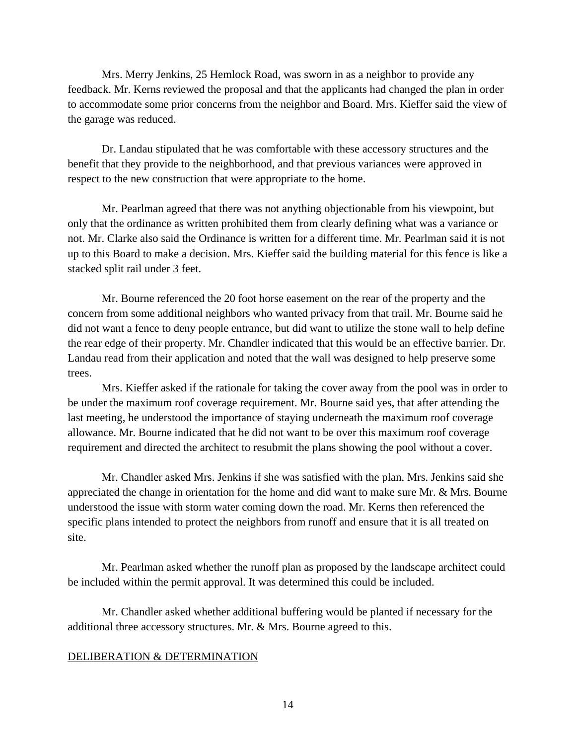Mrs. Merry Jenkins, 25 Hemlock Road, was sworn in as a neighbor to provide any feedback. Mr. Kerns reviewed the proposal and that the applicants had changed the plan in order to accommodate some prior concerns from the neighbor and Board. Mrs. Kieffer said the view of the garage was reduced.

Dr. Landau stipulated that he was comfortable with these accessory structures and the benefit that they provide to the neighborhood, and that previous variances were approved in respect to the new construction that were appropriate to the home.

Mr. Pearlman agreed that there was not anything objectionable from his viewpoint, but only that the ordinance as written prohibited them from clearly defining what was a variance or not. Mr. Clarke also said the Ordinance is written for a different time. Mr. Pearlman said it is not up to this Board to make a decision. Mrs. Kieffer said the building material for this fence is like a stacked split rail under 3 feet.

Mr. Bourne referenced the 20 foot horse easement on the rear of the property and the concern from some additional neighbors who wanted privacy from that trail. Mr. Bourne said he did not want a fence to deny people entrance, but did want to utilize the stone wall to help define the rear edge of their property. Mr. Chandler indicated that this would be an effective barrier. Dr. Landau read from their application and noted that the wall was designed to help preserve some trees.

Mrs. Kieffer asked if the rationale for taking the cover away from the pool was in order to be under the maximum roof coverage requirement. Mr. Bourne said yes, that after attending the last meeting, he understood the importance of staying underneath the maximum roof coverage allowance. Mr. Bourne indicated that he did not want to be over this maximum roof coverage requirement and directed the architect to resubmit the plans showing the pool without a cover.

Mr. Chandler asked Mrs. Jenkins if she was satisfied with the plan. Mrs. Jenkins said she appreciated the change in orientation for the home and did want to make sure Mr. & Mrs. Bourne understood the issue with storm water coming down the road. Mr. Kerns then referenced the specific plans intended to protect the neighbors from runoff and ensure that it is all treated on site.

Mr. Pearlman asked whether the runoff plan as proposed by the landscape architect could be included within the permit approval. It was determined this could be included.

Mr. Chandler asked whether additional buffering would be planted if necessary for the additional three accessory structures. Mr. & Mrs. Bourne agreed to this.

DELIBERATION & DETERMINATION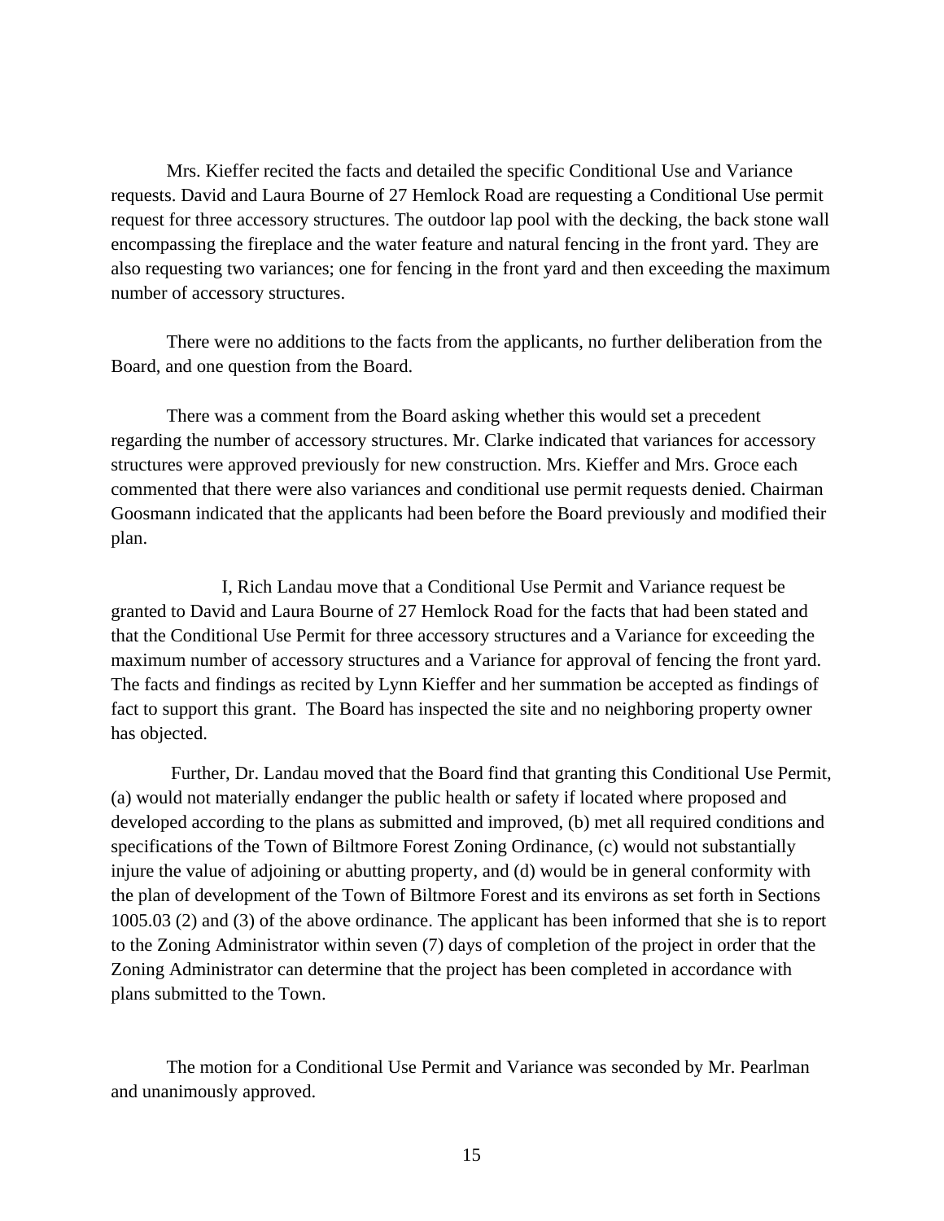Mrs. Kieffer recited the facts and detailed the specific Conditional Use and Variance requests. David and Laura Bourne of 27 Hemlock Road are requesting a Conditional Use permit request for three accessory structures. The outdoor lap pool with the decking, the back stone wall encompassing the fireplace and the water feature and natural fencing in the front yard. They are also requesting two variances; one for fencing in the front yard and then exceeding the maximum number of accessory structures.

There were no additions to the facts from the applicants, no further deliberation from the Board, and one question from the Board.

There was a comment from the Board asking whether this would set a precedent regarding the number of accessory structures. Mr. Clarke indicated that variances for accessory structures were approved previously for new construction. Mrs. Kieffer and Mrs. Groce each commented that there were also variances and conditional use permit requests denied. Chairman Goosmann indicated that the applicants had been before the Board previously and modified their plan.

I, Rich Landau move that a Conditional Use Permit and Variance request be granted to David and Laura Bourne of 27 Hemlock Road for the facts that had been stated and that the Conditional Use Permit for three accessory structures and a Variance for exceeding the maximum number of accessory structures and a Variance for approval of fencing the front yard. The facts and findings as recited by Lynn Kieffer and her summation be accepted as findings of fact to support this grant. The Board has inspected the site and no neighboring property owner has objected.

Further, Dr. Landau moved that the Board find that granting this Conditional Use Permit, (a) would not materially endanger the public health or safety if located where proposed and developed according to the plans as submitted and improved, (b) met all required conditions and specifications of the Town of Biltmore Forest Zoning Ordinance, (c) would not substantially injure the value of adjoining or abutting property, and (d) would be in general conformity with the plan of development of the Town of Biltmore Forest and its environs as set forth in Sections 1005.03 (2) and (3) of the above ordinance. The applicant has been informed that she is to report to the Zoning Administrator within seven (7) days of completion of the project in order that the Zoning Administrator can determine that the project has been completed in accordance with plans submitted to the Town.

The motion for a Conditional Use Permit and Variance was seconded by Mr. Pearlman and unanimously approved.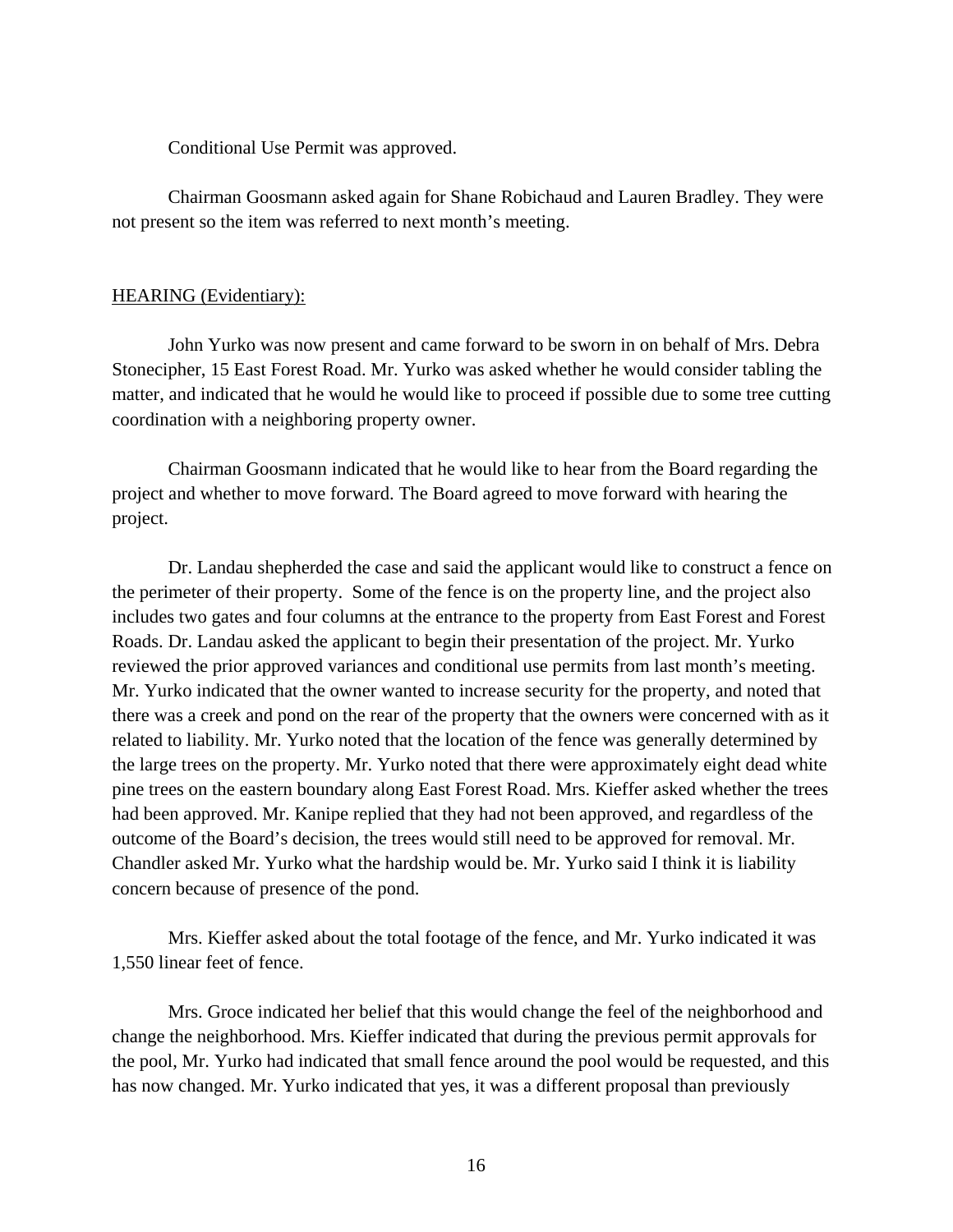Conditional Use Permit was approved.

Chairman Goosmann asked again for Shane Robichaud and Lauren Bradley. They were not present so the item was referred to next month's meeting.

<u>HEARING (Evidentiary):</u>

John Yurko was now present and came forward to be sworn in on behalf of Mrs. Debra Stonecipher, 15 East Forest Road. Mr. Yurko was asked whether he would consider tabling the matter, and indicated that he would he would like to proceed if possible due to some tree cutting coordination with a neighboring property owner.

Chairman Goosmann indicated that he would like to hear from the Board regarding the project and whether to move forward. The Board agreed to move forward with hearing the project.

Dr. Landau shepherded the case and said the applicant would like to construct a fence on the perimeter of their property. Some of the fence is on the property line, and the project also includes two gates and four columns at the entrance to the property from East Forest and Forest Roads. Dr. Landau asked the applicant to begin their presentation of the project. Mr. Yurko reviewed the prior approved variances and conditional use permits from last month's meeting. Mr. Yurko indicated that the owner wanted to increase security for the property, and noted that there was a creek and pond on the rear of the property that the owners were concerned with as it related to liability. Mr. Yurko noted that the location of the fence was generally determined by the large trees on the property. Mr. Yurko noted that there were approximately eight dead white pine trees on the eastern boundary along East Forest Road. Mrs. Kieffer asked whether the trees had been approved. Mr. Kanipe replied that they had not been approved, and regardless of the outcome of the Board's decision, the trees would still need to be approved for removal. Mr. Chandler asked Mr. Yurko what the hardship would be. Mr. Yurko said I think it is liability concern because of presence of the pond.

Mrs. Kieffer asked about the total footage of the fence, and Mr. Yurko indicated it was 1,550 linear feet of fence.

Mrs. Groce indicated her belief that this would change the feel of the neighborhood and change the neighborhood. Mrs. Kieffer indicated that during the previous permit approvals for the pool, Mr. Yurko had indicated that small fence around the pool would be requested, and this has now changed. Mr. Yurko indicated that yes, it was a different proposal than previously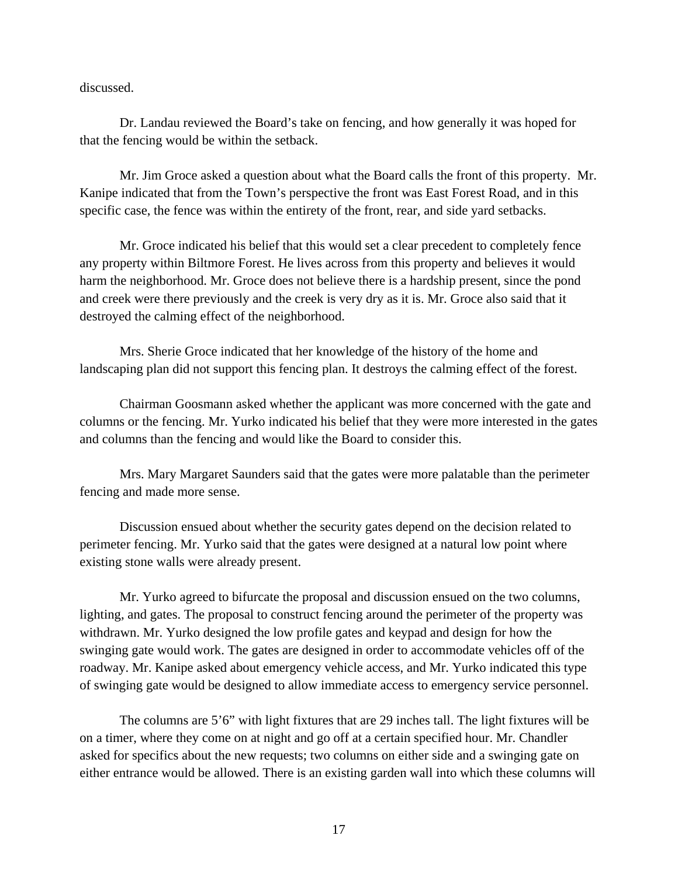discussed.

Dr. Landau reviewed the Board's take on fencing, and how generally it was hoped for that the fencing would be within the setback.

Mr. Jim Groce asked a question about what the Board calls the front of this property. Mr. Kanipe indicated that from the Town's perspective the front was East Forest Road, and in this specific case, the fence was within the entirety of the front, rear, and side yard setbacks.

Mr. Groce indicated his belief that this would set a clear precedent to completely fence any property within Biltmore Forest. He lives across from this property and believes it would harm the neighborhood. Mr. Groce does not believe there is a hardship present, since the pond and creek were there previously and the creek is very dry as it is. Mr. Groce also said that it destroyed the calming effect of the neighborhood.

Mrs. Sherie Groce indicated that her knowledge of the history of the home and landscaping plan did not support this fencing plan. It destroys the calming effect of the forest.

Chairman Goosmann asked whether the applicant was more concerned with the gate and columns or the fencing. Mr. Yurko indicated his belief that they were more interested in the gates and columns than the fencing and would like the Board to consider this.

Mrs. Mary Margaret Saunders said that the gates were more palatable than the perimeter fencing and made more sense.

Discussion ensued about whether the security gates depend on the decision related to perimeter fencing. Mr. Yurko said that the gates were designed at a natural low point where existing stone walls were already present.

Mr. Yurko agreed to bifurcate the proposal and discussion ensued on the two columns, lighting, and gates. The proposal to construct fencing around the perimeter of the property was withdrawn. Mr. Yurko designed the low profile gates and keypad and design for how the swinging gate would work. The gates are designed in order to accommodate vehicles off of the roadway. Mr. Kanipe asked about emergency vehicle access, and Mr. Yurko indicated this type of swinging gate would be designed to allow immediate access to emergency service personnel.

The columns are 5'6" with light fixtures that are 29 inches tall. The light fixtures will be on a timer, where they come on at night and go off at a certain specified hour. Mr. Chandler asked for specifics about the new requests; two columns on either side and a swinging gate on either entrance would be allowed. There is an existing garden wall into which these columns will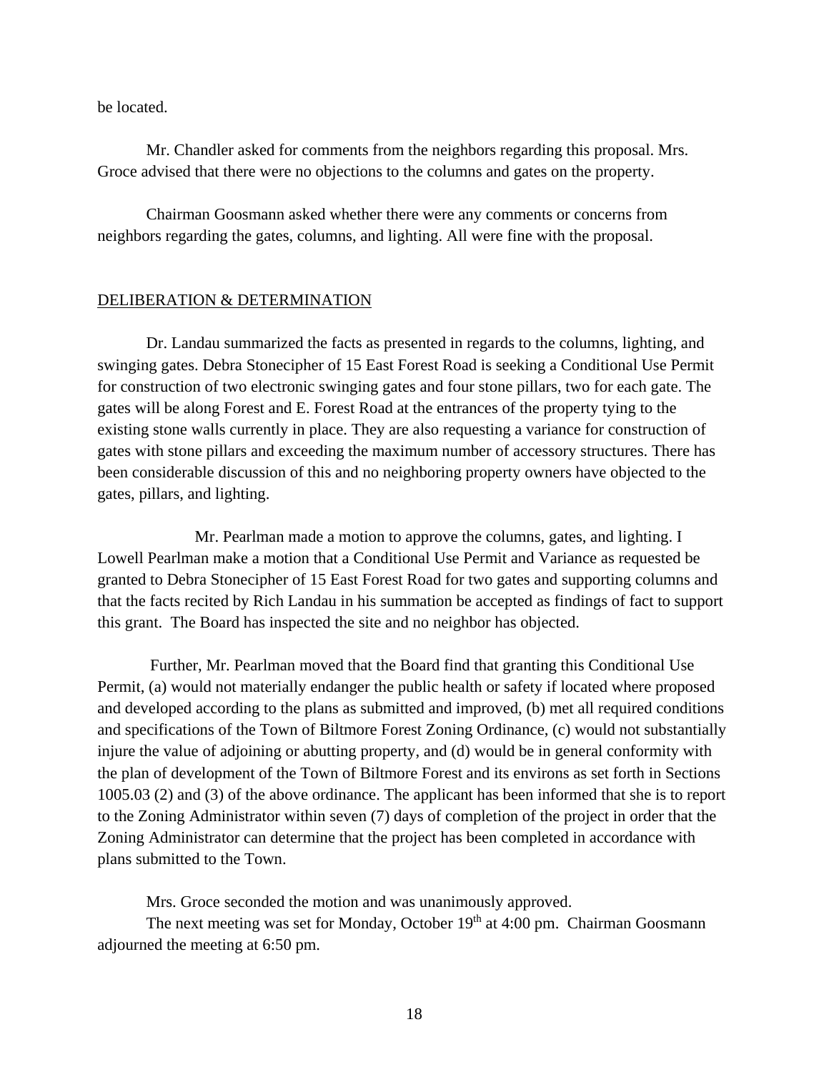be located.

Mr. Chandler asked for comments from the neighbors regarding this proposal. Mrs. Groce advised that there were no objections to the columns and gates on the property.

Chairman Goosmann asked whether there were any comments or concerns from neighbors regarding the gates, columns, and lighting. All were fine with the proposal.

DELIBERATION & DETERMINATION

Dr. Landau summarized the facts as presented in regards to the columns, lighting, and swinging gates. Debra Stonecipher of 15 East Forest Road is seeking a Conditional Use Permit for construction of two electronic swinging gates and four stone pillars, two for each gate. The gates will be along Forest and E. Forest Road at the entrances of the property tying to the existing stone walls currently in place. They are also requesting a variance for construction of gates with stone pillars and exceeding the maximum number of accessory structures. There has been considerable discussion of this and no neighboring property owners have objected to the gates, pillars, and lighting.

Mr. Pearlman made a motion to approve the columns, gates, and lighting. I Lowell Pearlman make a motion that a Conditional Use Permit and Variance as requested be granted to Debra Stonecipher of 15 East Forest Road for two gates and supporting columns and that the facts recited by Rich Landau in his summation be accepted as findings of fact to support this grant. The Board has inspected the site and no neighbor has objected.

Further, Mr. Pearlman moved that the Board find that granting this Conditional Use Permit, (a) would not materially endanger the public health or safety if located where proposed and developed according to the plans as submitted and improved, (b) met all required conditions and specifications of the Town of Biltmore Forest Zoning Ordinance, (c) would not substantially injure the value of adjoining or abutting property, and (d) would be in general conformity with the plan of development of the Town of Biltmore Forest and its environs as set forth in Sections 1005.03 (2) and (3) of the above ordinance. The applicant has been informed that she is to report to the Zoning Administrator within seven (7) days of completion of the project in order that the Zoning Administrator can determine that the project has been completed in accordance with plans submitted to the Town.

Mrs. Groce seconded the motion and was unanimously approved.

The next meeting was set for Monday, October 19th at 4:00 pm. Chairman Goosmann adjourned the meeting at 6:50 pm.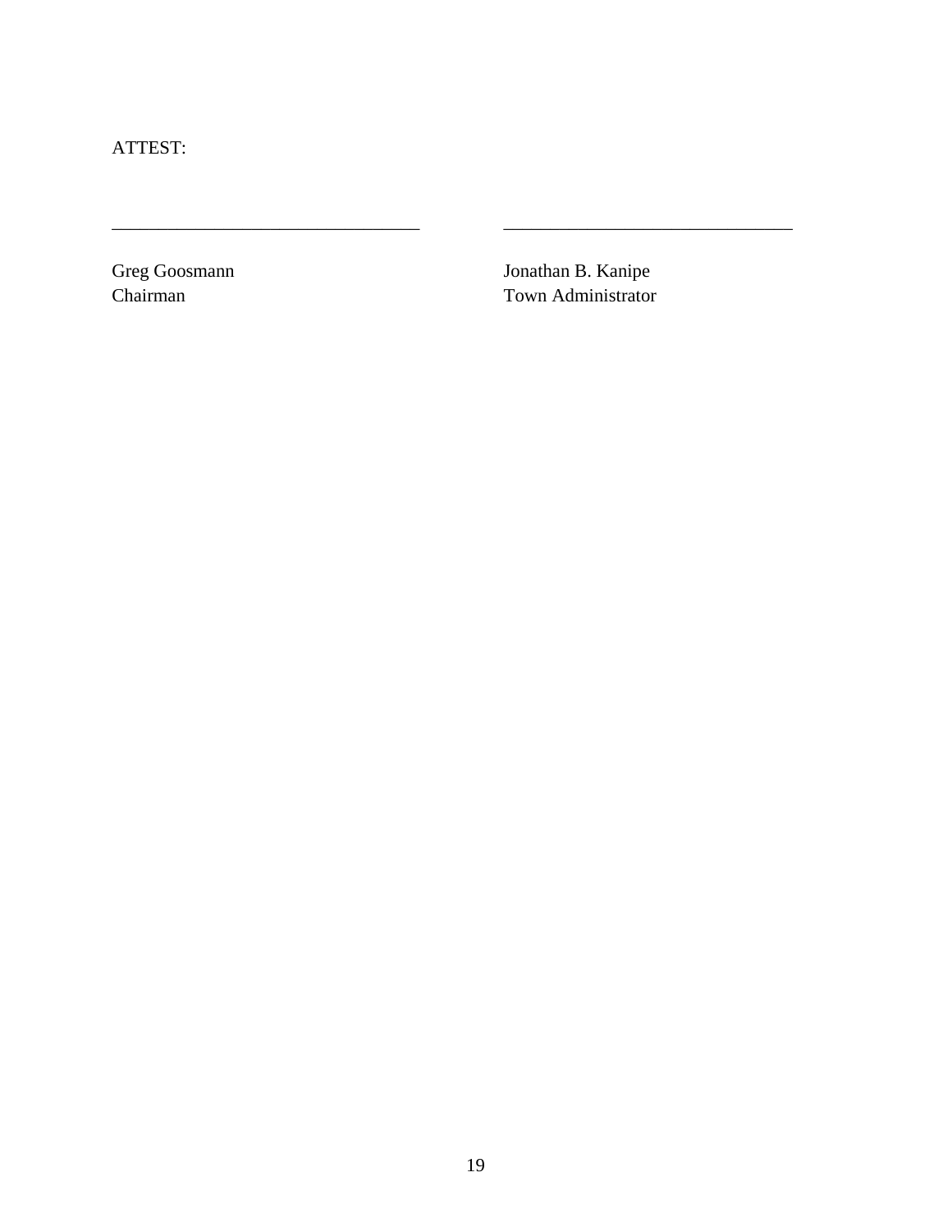ATTEST:

\_\_\_\_\_\_\_\_\_\_\_\_\_\_\_\_\_\_\_\_\_\_\_\_\_\_\_\_\_\_\_\_\_ \_\_\_\_\_\_\_\_\_\_\_\_\_\_\_\_\_\_\_\_\_\_\_\_\_\_\_\_\_\_\_

| | |
|---|---|
| Greg Goosmann | Jonathan B. Kanipe |
| Chairman | Town Administrator |